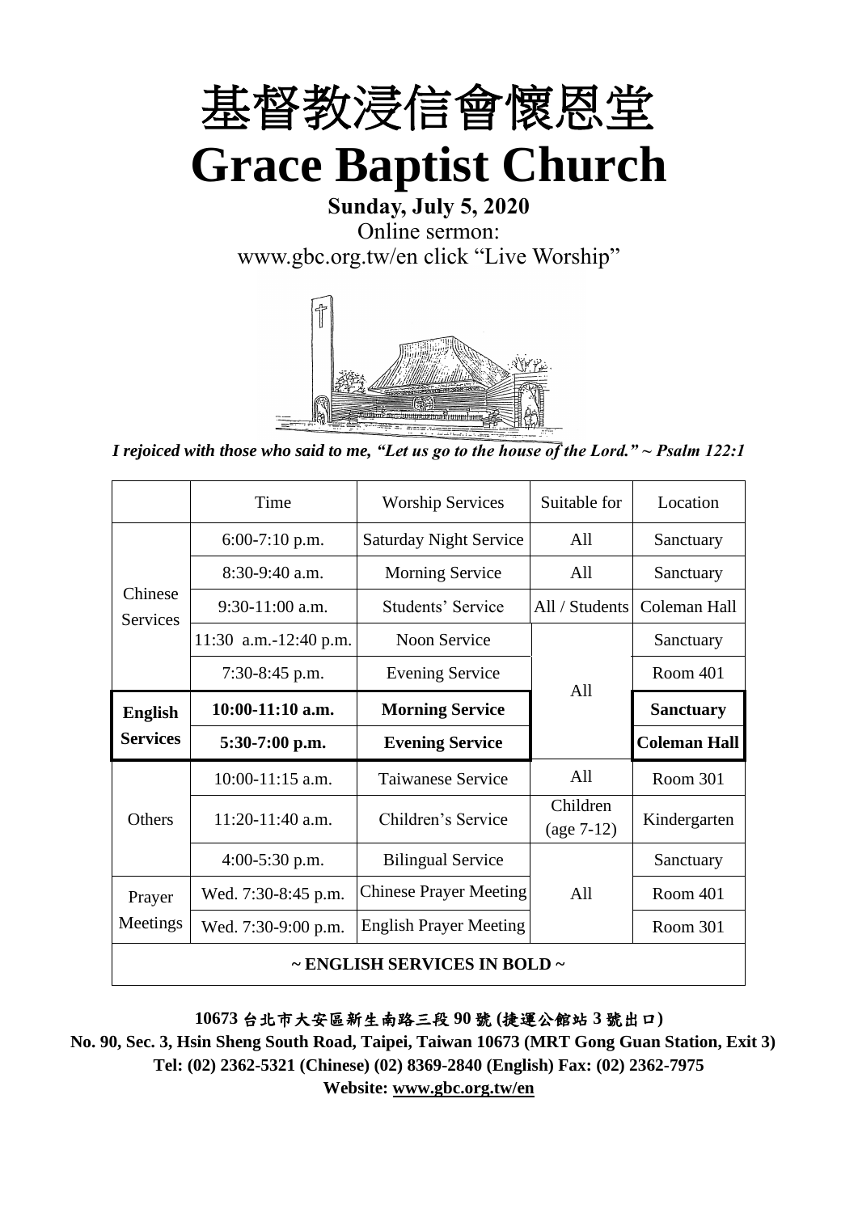# 基督教浸信會懷恩堂

# Grace Baptist Church

**Sunday, July 5, 2020**

Online sermon:
www.gbc.org.tw/en click "Live Worship"

*I rejoiced with those who said to me, "Let us go to the house of the Lord." ~ Psalm 122:1*

| | Time | Worship Services | Suitable for | Location |
|---|---|---|---|---|
| Chinese Services | 6:00-7:10 p.m. | Saturday Night Service | All | Sanctuary |
| | 8:30-9:40 a.m. | Morning Service | All | Sanctuary |
| | 9:30-11:00 a.m. | Students' Service | All / Students | Coleman Hall |
| | 11:30 a.m.-12:40 p.m. | Noon Service | All | Sanctuary |
| | 7:30-8:45 p.m. | Evening Service | | Room 401 |
| **English Services** | **10:00-11:10 a.m.** | **Morning Service** | | **Sanctuary** |
| | **5:30-7:00 p.m.** | **Evening Service** | | **Coleman Hall** |
| Others | 10:00-11:15 a.m. | Taiwanese Service | All | Room 301 |
| | 11:20-11:40 a.m. | Children's Service | Children (age 7-12) | Kindergarten |
| | 4:00-5:30 p.m. | Bilingual Service | All | Sanctuary |
| Prayer Meetings | Wed. 7:30-8:45 p.m. | Chinese Prayer Meeting | | Room 401 |
| | Wed. 7:30-9:00 p.m. | English Prayer Meeting | | Room 301 |
| **~ ENGLISH SERVICES IN BOLD ~** | | | | |

**10673 台北市大安區新生南路三段 90 號 (捷運公館站 3 號出口)**

**No. 90, Sec. 3, Hsin Sheng South Road, Taipei, Taiwan 10673 (MRT Gong Guan Station, Exit 3)**

**Tel: (02) 2362-5321 (Chinese) (02) 8369-2840 (English) Fax: (02) 2362-7975**

**Website: www.gbc.org.tw/en**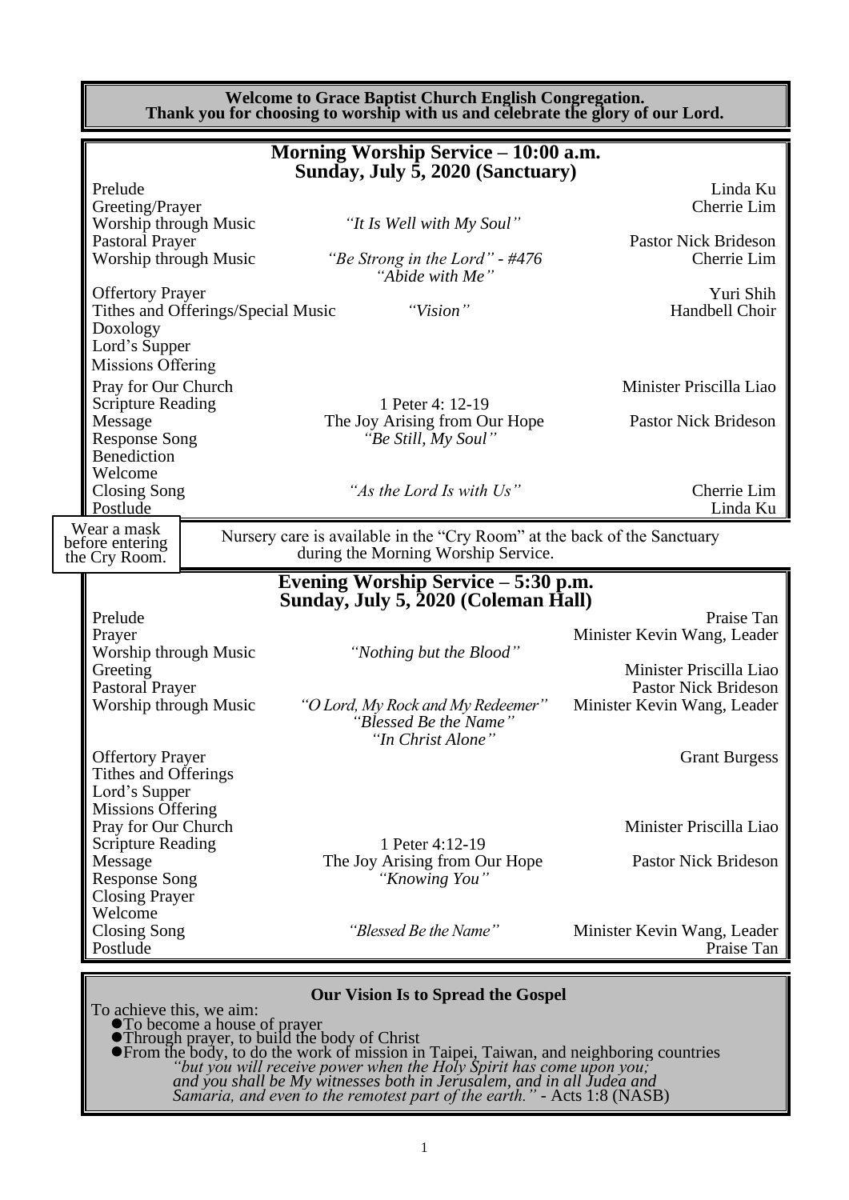**Welcome to Grace Baptist Church English Congregation.**
**Thank you for choosing to worship with us and celebrate the glory of our Lord.**

## Morning Worship Service – 10:00 a.m.
## Sunday, July 5, 2020 (Sanctuary)

| | | |
|---|---|---|
| Prelude | | Linda Ku |
| Greeting/Prayer | | Cherrie Lim |
| Worship through Music | *"It Is Well with My Soul"* | |
| Pastoral Prayer | | Pastor Nick Brideson |
| Worship through Music | *"Be Strong in the Lord" - #476* <br> *"Abide with Me"* | Cherrie Lim |
| Offertory Prayer | | Yuri Shih |
| Tithes and Offerings/Special Music | *"Vision"* | Handbell Choir |
| Doxology | | |
| Lord's Supper | | |
| Missions Offering | | |
| Pray for Our Church | | Minister Priscilla Liao |
| Scripture Reading | 1 Peter 4: 12-19 | |
| Message | The Joy Arising from Our Hope | Pastor Nick Brideson |
| Response Song | *"Be Still, My Soul"* | |
| Benediction | | |
| Welcome | | |
| Closing Song | *"As the Lord Is with Us"* | Cherrie Lim |
| Postlude | | Linda Ku |

Wear a mask before entering the Cry Room.

Nursery care is available in the "Cry Room" at the back of the Sanctuary during the Morning Worship Service.

## Evening Worship Service – 5:30 p.m.
## Sunday, July 5, 2020 (Coleman Hall)

| | | |
|---|---|---|
| Prelude | | Praise Tan |
| Prayer | | Minister Kevin Wang, Leader |
| Worship through Music | *"Nothing but the Blood"* | |
| Greeting | | Minister Priscilla Liao |
| Pastoral Prayer | | Pastor Nick Brideson |
| Worship through Music | *"O Lord, My Rock and My Redeemer"* <br> *"Blessed Be the Name"* <br> *"In Christ Alone"* | Minister Kevin Wang, Leader |
| Offertory Prayer | | Grant Burgess |
| Tithes and Offerings | | |
| Lord's Supper | | |
| Missions Offering | | |
| Pray for Our Church | | Minister Priscilla Liao |
| Scripture Reading | 1 Peter 4:12-19 | |
| Message | The Joy Arising from Our Hope | Pastor Nick Brideson |
| Response Song | *"Knowing You"* | |
| Closing Prayer | | |
| Welcome | | |
| Closing Song | *"Blessed Be the Name"* | Minister Kevin Wang, Leader |
| Postlude | | Praise Tan |

**Our Vision Is to Spread the Gospel**

To achieve this, we aim:

- To become a house of prayer
- Through prayer, to build the body of Christ
- From the body, to do the work of mission in Taipei, Taiwan, and neighboring countries

*"but you will receive power when the Holy Spirit has come upon you; and you shall be My witnesses both in Jerusalem, and in all Judea and Samaria, and even to the remotest part of the earth."* - Acts 1:8 (NASB)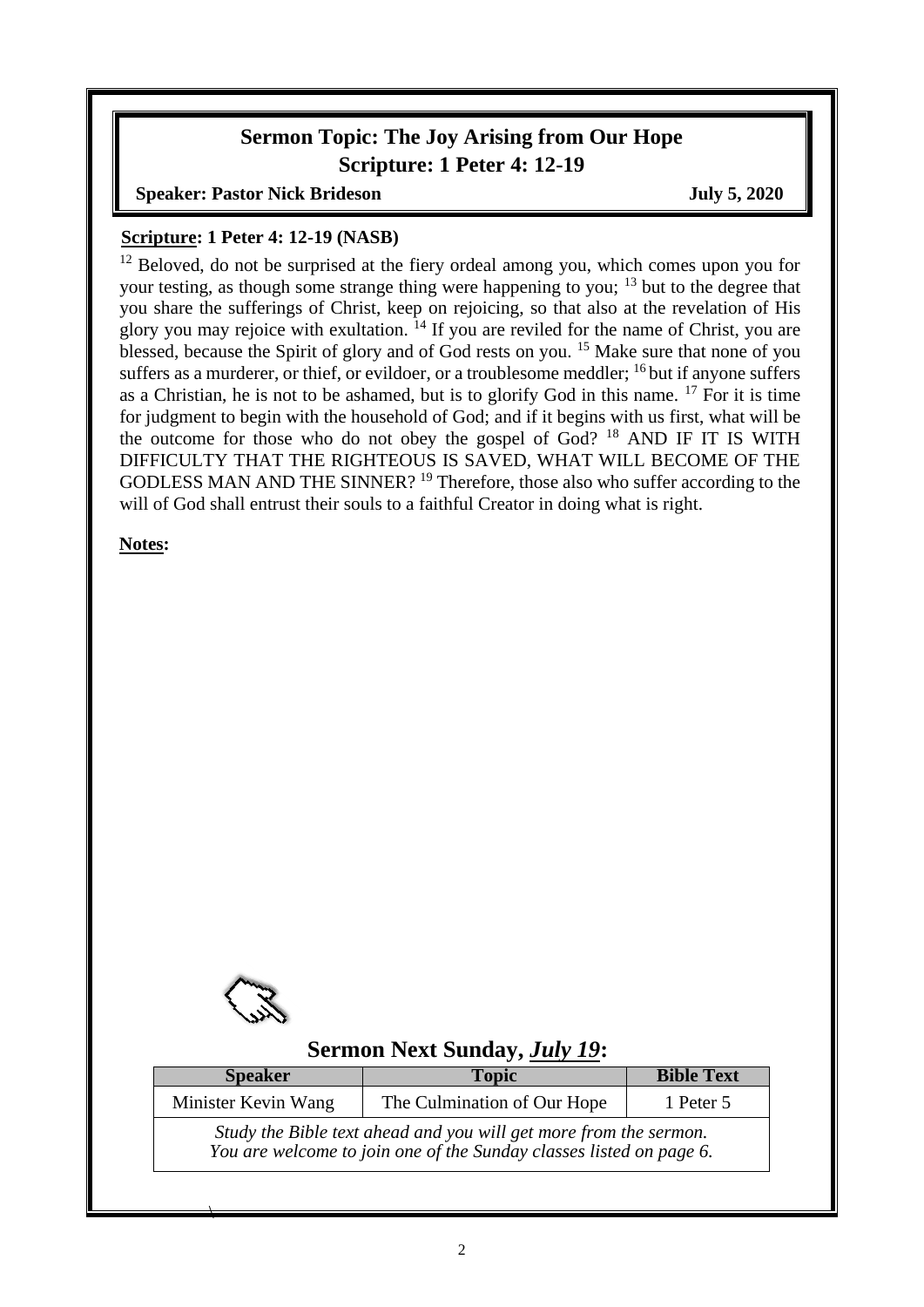# Sermon Topic: The Joy Arising from Our Hope

## Scripture: 1 Peter 4: 12-19

**Speaker: Pastor Nick Brideson** **July 5, 2020**

**Scripture: 1 Peter 4: 12-19 (NASB)**

[12] Beloved, do not be surprised at the fiery ordeal among you, which comes upon you for your testing, as though some strange thing were happening to you; [13] but to the degree that you share the sufferings of Christ, keep on rejoicing, so that also at the revelation of His glory you may rejoice with exultation. [14] If you are reviled for the name of Christ, you are blessed, because the Spirit of glory and of God rests on you. [15] Make sure that none of you suffers as a murderer, or thief, or evildoer, or a troublesome meddler; [16] but if anyone suffers as a Christian, he is not to be ashamed, but is to glorify God in this name. [17] For it is time for judgment to begin with the household of God; and if it begins with us first, what will be the outcome for those who do not obey the gospel of God? [18] AND IF IT IS WITH DIFFICULTY THAT THE RIGHTEOUS IS SAVED, WHAT WILL BECOME OF THE GODLESS MAN AND THE SINNER? [19] Therefore, those also who suffer according to the will of God shall entrust their souls to a faithful Creator in doing what is right.

**Notes:**

## Sermon Next Sunday, *July 19*:

| Speaker | Topic | Bible Text |
|---|---|---|
| Minister Kevin Wang | The Culmination of Our Hope | 1 Peter 5 |

*Study the Bible text ahead and you will get more from the sermon.*
*You are welcome to join one of the Sunday classes listed on page 6.*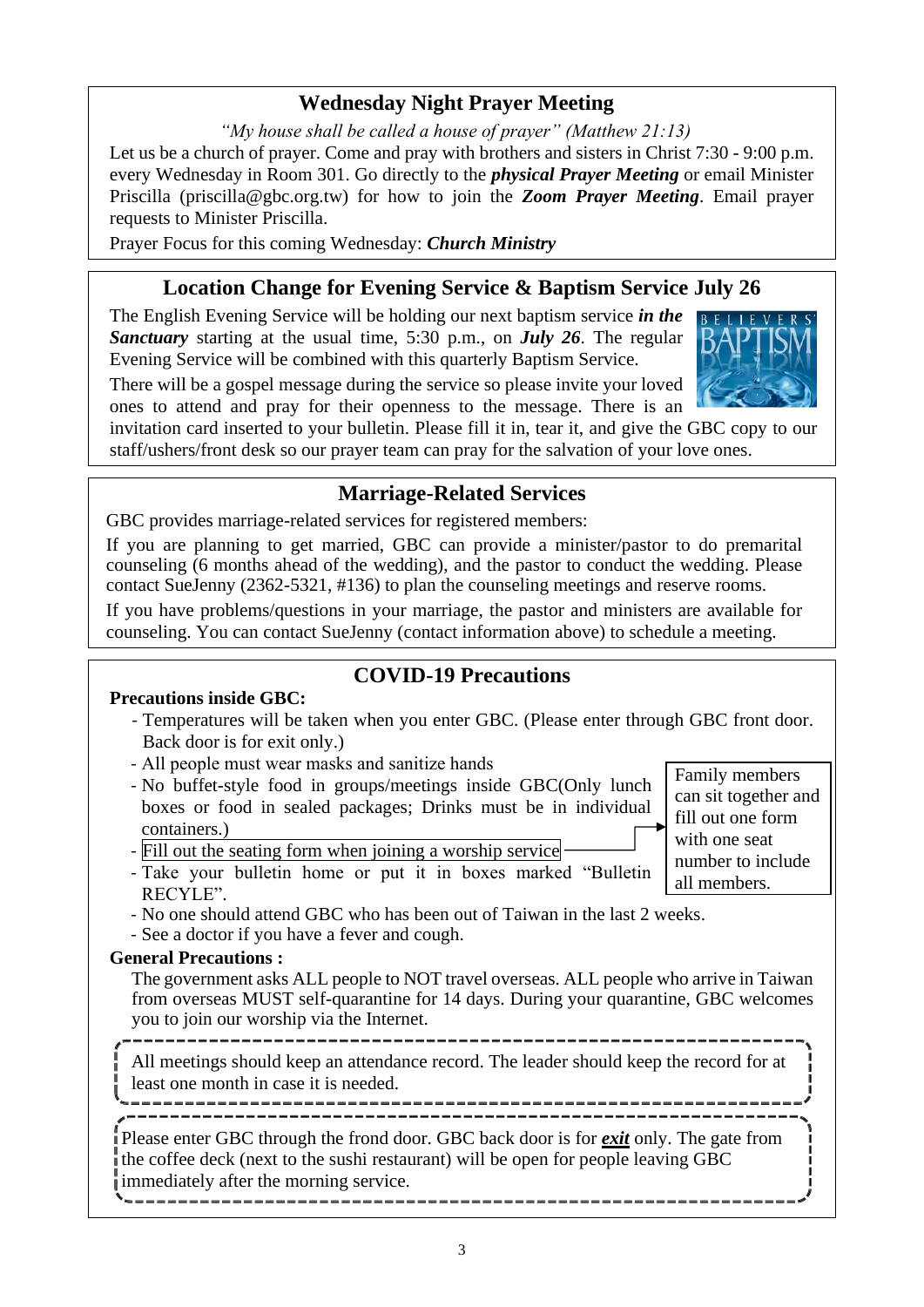## Wednesday Night Prayer Meeting

*"My house shall be called a house of prayer" (Matthew 21:13)*

Let us be a church of prayer. Come and pray with brothers and sisters in Christ 7:30 - 9:00 p.m. every Wednesday in Room 301. Go directly to the ***physical Prayer Meeting*** or email Minister Priscilla (priscilla@gbc.org.tw) for how to join the ***Zoom Prayer Meeting***. Email prayer requests to Minister Priscilla.

Prayer Focus for this coming Wednesday: ***Church Ministry***

## Location Change for Evening Service & Baptism Service July 26

The English Evening Service will be holding our next baptism service ***in the Sanctuary*** starting at the usual time, 5:30 p.m., on ***July 26***. The regular Evening Service will be combined with this quarterly Baptism Service.

There will be a gospel message during the service so please invite your loved ones to attend and pray for their openness to the message. There is an invitation card inserted to your bulletin. Please fill it in, tear it, and give the GBC copy to our staff/ushers/front desk so our prayer team can pray for the salvation of your love ones.

## Marriage-Related Services

GBC provides marriage-related services for registered members:

If you are planning to get married, GBC can provide a minister/pastor to do premarital counseling (6 months ahead of the wedding), and the pastor to conduct the wedding. Please contact SueJenny (2362-5321, #136) to plan the counseling meetings and reserve rooms.

If you have problems/questions in your marriage, the pastor and ministers are available for counseling. You can contact SueJenny (contact information above) to schedule a meeting.

## COVID-19 Precautions

**Precautions inside GBC:**

- Temperatures will be taken when you enter GBC. (Please enter through GBC front door. Back door is for exit only.)
- All people must wear masks and sanitize hands
- No buffet-style food in groups/meetings inside GBC(Only lunch boxes or food in sealed packages; Drinks must be in individual containers.)
- Fill out the seating form when joining a worship service
- Take your bulletin home or put it in boxes marked "Bulletin RECYLE".
- No one should attend GBC who has been out of Taiwan in the last 2 weeks.
- See a doctor if you have a fever and cough.

Family members can sit together and fill out one form with one seat number to include all members.

**General Precautions :**

The government asks ALL people to NOT travel overseas. ALL people who arrive in Taiwan from overseas MUST self-quarantine for 14 days. During your quarantine, GBC welcomes you to join our worship via the Internet.

All meetings should keep an attendance record. The leader should keep the record for at least one month in case it is needed.

Please enter GBC through the frond door. GBC back door is for ***exit*** only. The gate from the coffee deck (next to the sushi restaurant) will be open for people leaving GBC immediately after the morning service.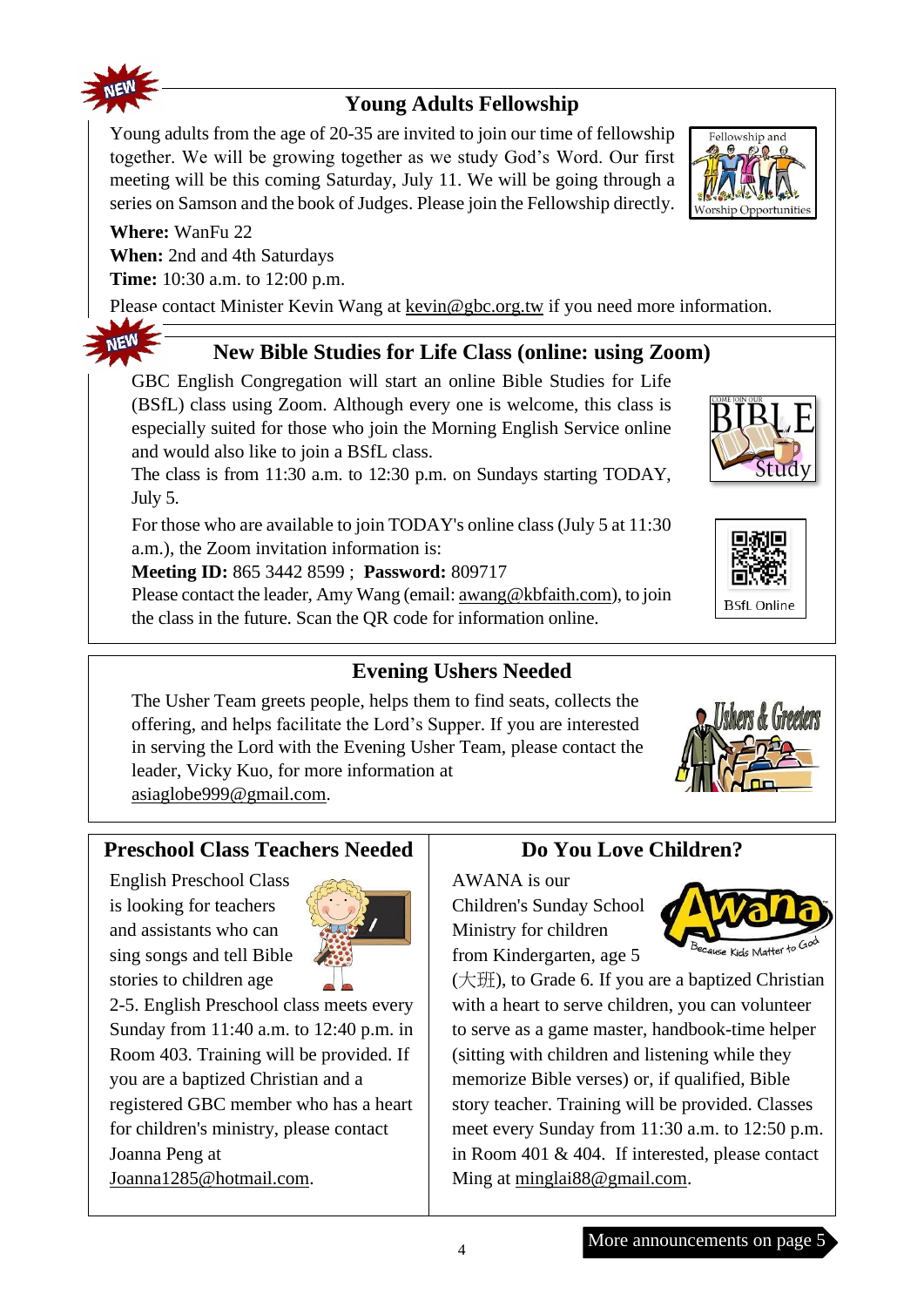## Young Adults Fellowship

Young adults from the age of 20-35 are invited to join our time of fellowship together. We will be growing together as we study God's Word. Our first meeting will be this coming Saturday, July 11. We will be going through a series on Samson and the book of Judges. Please join the Fellowship directly.

**Where:** WanFu 22
**When:** 2nd and 4th Saturdays
**Time:** 10:30 a.m. to 12:00 p.m.

Please contact Minister Kevin Wang at kevin@gbc.org.tw if you need more information.

## New Bible Studies for Life Class (online: using Zoom)

GBC English Congregation will start an online Bible Studies for Life (BSfL) class using Zoom. Although every one is welcome, this class is especially suited for those who join the Morning English Service online and would also like to join a BSfL class.

The class is from 11:30 a.m. to 12:30 p.m. on Sundays starting TODAY, July 5.

For those who are available to join TODAY's online class (July 5 at 11:30 a.m.), the Zoom invitation information is:

**Meeting ID:** 865 3442 8599 ; **Password:** 809717

Please contact the leader, Amy Wang (email: awang@kbfaith.com), to join the class in the future. Scan the QR code for information online.

BSfL Online

## Evening Ushers Needed

The Usher Team greets people, helps them to find seats, collects the offering, and helps facilitate the Lord's Supper. If you are interested in serving the Lord with the Evening Usher Team, please contact the leader, Vicky Kuo, for more information at asiaglobe999@gmail.com.

## Preschool Class Teachers Needed

English Preschool Class is looking for teachers and assistants who can sing songs and tell Bible stories to children age 2-5. English Preschool class meets every Sunday from 11:40 a.m. to 12:40 p.m. in Room 403. Training will be provided. If you are a baptized Christian and a registered GBC member who has a heart for children's ministry, please contact Joanna Peng at Joanna1285@hotmail.com.

## Do You Love Children?

AWANA is our Children's Sunday School Ministry for children from Kindergarten, age 5 (大班), to Grade 6. If you are a baptized Christian with a heart to serve children, you can volunteer to serve as a game master, handbook-time helper (sitting with children and listening while they memorize Bible verses) or, if qualified, Bible story teacher. Training will be provided. Classes meet every Sunday from 11:30 a.m. to 12:50 p.m. in Room 401 & 404. If interested, please contact Ming at minglai88@gmail.com.

More announcements on page 5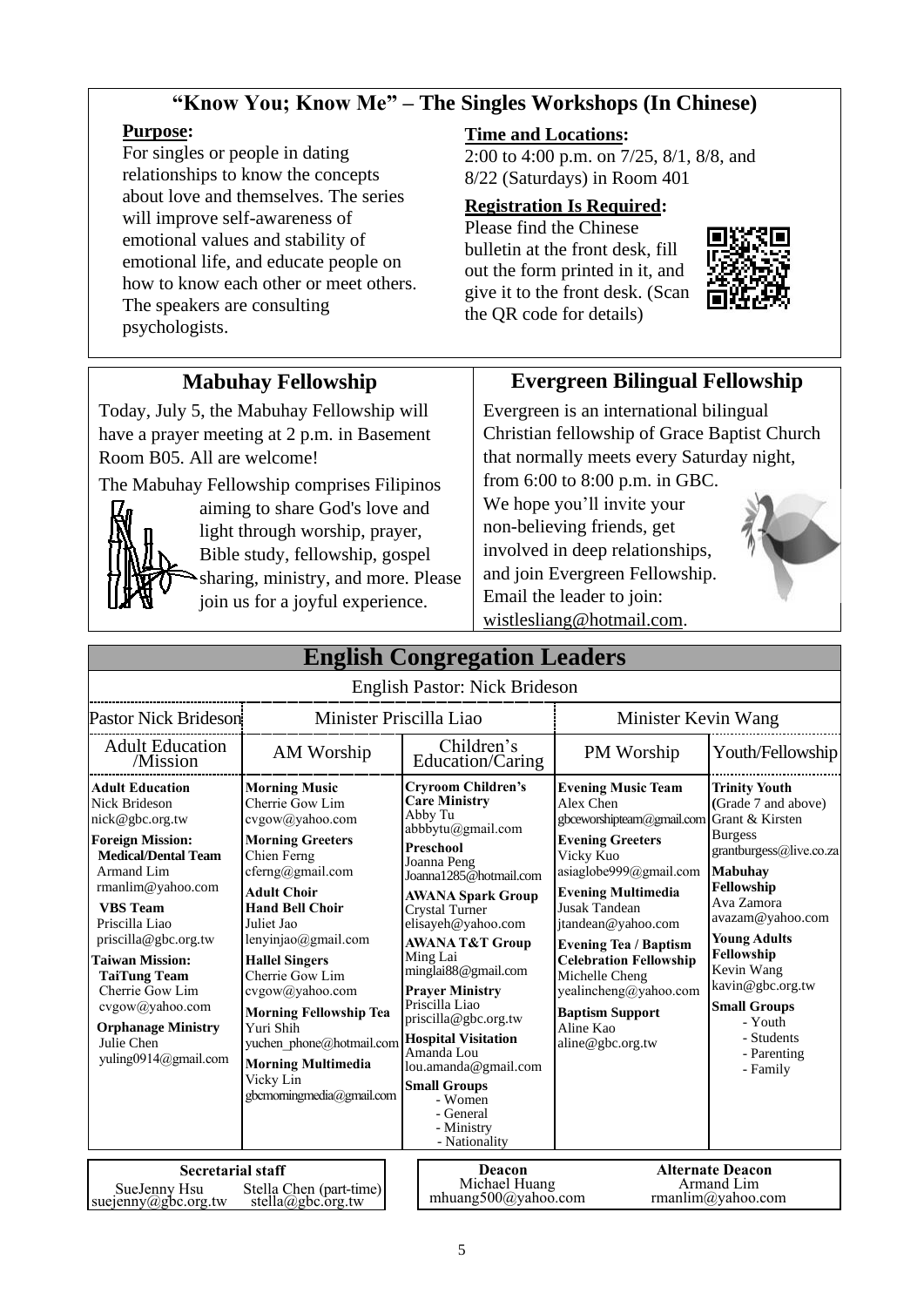## "Know You; Know Me" – The Singles Workshops (In Chinese)

**Purpose:**

For singles or people in dating relationships to know the concepts about love and themselves. The series will improve self-awareness of emotional values and stability of emotional life, and educate people on how to know each other or meet others. The speakers are consulting psychologists.

**Time and Locations:**

2:00 to 4:00 p.m. on 7/25, 8/1, 8/8, and 8/22 (Saturdays) in Room 401

**Registration Is Required:**

Please find the Chinese bulletin at the front desk, fill out the form printed in it, and give it to the front desk. (Scan the QR code for details)

## Mabuhay Fellowship

Today, July 5, the Mabuhay Fellowship will have a prayer meeting at 2 p.m. in Basement Room B05. All are welcome!

The Mabuhay Fellowship comprises Filipinos aiming to share God's love and light through worship, prayer, Bible study, fellowship, gospel sharing, ministry, and more. Please join us for a joyful experience.

## Evergreen Bilingual Fellowship

Evergreen is an international bilingual Christian fellowship of Grace Baptist Church that normally meets every Saturday night, from 6:00 to 8:00 p.m. in GBC.

We hope you'll invite your non-believing friends, get involved in deep relationships, and join Evergreen Fellowship. Email the leader to join: wistlesliang@hotmail.com.

## English Congregation Leaders

English Pastor: Nick Brideson

| Pastor Nick Brideson | Minister Priscilla Liao | | Minister Kevin Wang | |
|---|---|---|---|---|
| Adult Education /Mission | AM Worship | Children's Education/Caring | PM Worship | Youth/Fellowship |
| **Adult Education** Nick Brideson nick@gbc.org.tw<br>**Foreign Mission:**<br>**Medical/Dental Team** Armand Lim rmanlim@yahoo.com<br>**VBS Team** Priscilla Liao priscilla@gbc.org.tw<br>**Taiwan Mission:**<br>**TaiTung Team** Cherrie Gow Lim cvgow@yahoo.com<br>**Orphanage Ministry** Julie Chen yuling0914@gmail.com | **Morning Music** Cherrie Gow Lim cvgow@yahoo.com<br>**Morning Greeters** Chien Ferng cferng@gmail.com<br>**Adult Choir**<br>**Hand Bell Choir** Juliet Jao lenyinjao@gmail.com<br>**Hallel Singers** Cherrie Gow Lim cvgow@yahoo.com<br>**Morning Fellowship Tea** Yuri Shih yuchen_phone@hotmail.com<br>**Morning Multimedia** Vicky Lin gbcmorningmedia@gmail.com | **Cryroom Children's Care Ministry** Abby Tu abbbytu@gmail.com<br>**Preschool** Joanna Peng Joanna1285@hotmail.com<br>**AWANA Spark Group** Crystal Turner elisayeh@yahoo.com<br>**AWANA T&T Group** Ming Lai minglai88@gmail.com<br>**Prayer Ministry** Priscilla Liao priscilla@gbc.org.tw<br>**Hospital Visitation** Amanda Lou lou.amanda@gmail.com<br>**Small Groups**<br>- Women<br>- General<br>- Ministry<br>- Nationality | **Evening Music Team** Alex Chen gbceworshipteam@gmail.com<br>**Evening Greeters** Vicky Kuo asiaglobe999@gmail.com<br>**Evening Multimedia** Jusak Tandean jtandean@yahoo.com<br>**Evening Tea / Baptism Celebration Fellowship** Michelle Cheng yealincheng@yahoo.com<br>**Baptism Support** Aline Kao aline@gbc.org.tw | **Trinity Youth** (Grade 7 and above) Grant & Kirsten Burgess grantburgess@live.co.za<br>**Mabuhay Fellowship** Ava Zamora avazam@yahoo.com<br>**Young Adults Fellowship** Kevin Wang kavin@gbc.org.tw<br>**Small Groups**<br>- Youth<br>- Students<br>- Parenting<br>- Family |

| Secretarial staff | |
|---|---|
| SueJenny Hsu suejenny@gbc.org.tw | Stella Chen (part-time) stella@gbc.org.tw |

| Deacon | Alternate Deacon |
|---|---|
| Michael Huang mhuang500@yahoo.com | Armand Lim rmanlim@yahoo.com |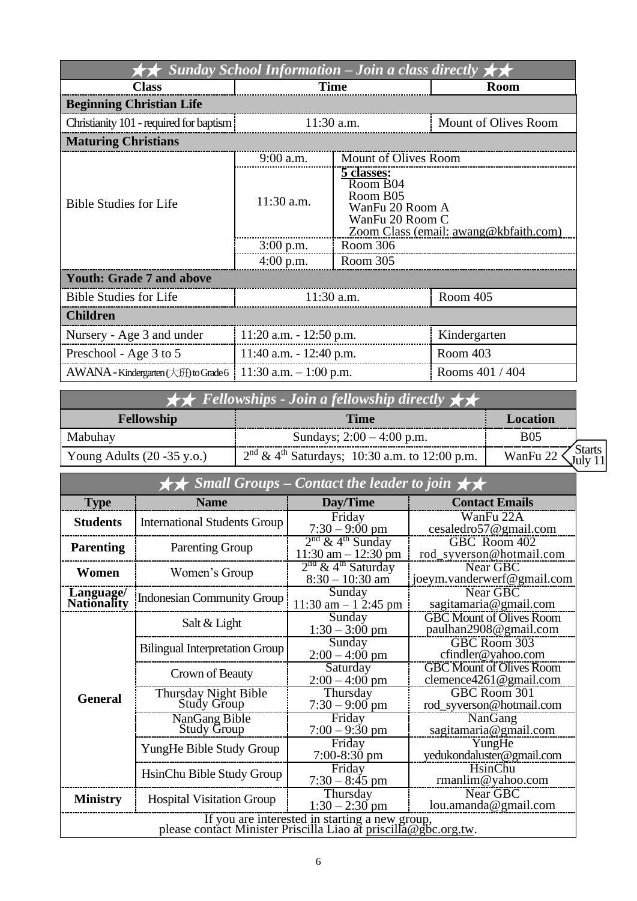## ★★ Sunday School Information – Join a class directly ★★

| Class | Time | | Room |
|---|---|---|---|
| **Beginning Christian Life** | | | |
| Christianity 101 - required for baptism | 11:30 a.m. | | Mount of Olives Room |
| **Maturing Christians** | | | |
| Bible Studies for Life | 9:00 a.m. | Mount of Olives Room | |
| | 11:30 a.m. | 5 classes: Room B04, Room B05, WanFu 20 Room A, WanFu 20 Room C, Zoom Class (email: awang@kbfaith.com) | |
| | 3:00 p.m. | Room 306 | |
| | 4:00 p.m. | Room 305 | |
| **Youth: Grade 7 and above** | | | |
| Bible Studies for Life | 11:30 a.m. | | Room 405 |
| **Children** | | | |
| Nursery - Age 3 and under | 11:20 a.m. - 12:50 p.m. | | Kindergarten |
| Preschool - Age 3 to 5 | 11:40 a.m. - 12:40 p.m. | | Room 403 |
| AWANA - Kindergarten (大班) to Grade 6 | 11:30 a.m. – 1:00 p.m. | | Rooms 401 / 404 |

## ★★ Fellowships - Join a fellowship directly ★★

| Fellowship | Time | Location |
|---|---|---|
| Mabuhay | Sundays; 2:00 – 4:00 p.m. | B05 |
| Young Adults (20 -35 y.o.) | 2nd & 4th Saturdays; 10:30 a.m. to 12:00 p.m. | WanFu 22 (Starts July 11) |

## ★★ Small Groups – Contact the leader to join ★★

| Type | Name | Day/Time | Contact Emails |
|---|---|---|---|
| **Students** | International Students Group | Friday 7:30 – 9:00 pm | WanFu 22A cesaledro57@gmail.com |
| **Parenting** | Parenting Group | 2nd & 4th Sunday 11:30 am – 12:30 pm | GBC Room 402 rod_syverson@hotmail.com |
| **Women** | Women's Group | 2nd & 4th Saturday 8:30 – 10:30 am | Near GBC joeym.vanderwerf@gmail.com |
| **Language/ Nationality** | Indonesian Community Group | Sunday 11:30 am – 1 2:45 pm | Near GBC sagitamaria@gmail.com |
| **General** | Salt & Light | Sunday 1:30 – 3:00 pm | GBC Mount of Olives Room paulhan2908@gmail.com |
| | Bilingual Interpretation Group | Sunday 2:00 – 4:00 pm | GBC Room 303 cfindler@yahoo.com |
| | Crown of Beauty | Saturday 2:00 – 4:00 pm | GBC Mount of Olives Room clemence4261@gmail.com |
| | Thursday Night Bible Study Group | Thursday 7:30 – 9:00 pm | GBC Room 301 rod_syverson@hotmail.com |
| | NanGang Bible Study Group | Friday 7:00 – 9:30 pm | NanGang sagitamaria@gmail.com |
| | YungHe Bible Study Group | Friday 7:00-8:30 pm | YungHe yedukondaluster@gmail.com |
| | HsinChu Bible Study Group | Friday 7:30 – 8:45 pm | HsinChu rmanlim@yahoo.com |
| **Ministry** | Hospital Visitation Group | Thursday 1:30 – 2:30 pm | Near GBC lou.amanda@gmail.com |

If you are interested in starting a new group, please contact Minister Priscilla Liao at priscilla@gbc.org.tw.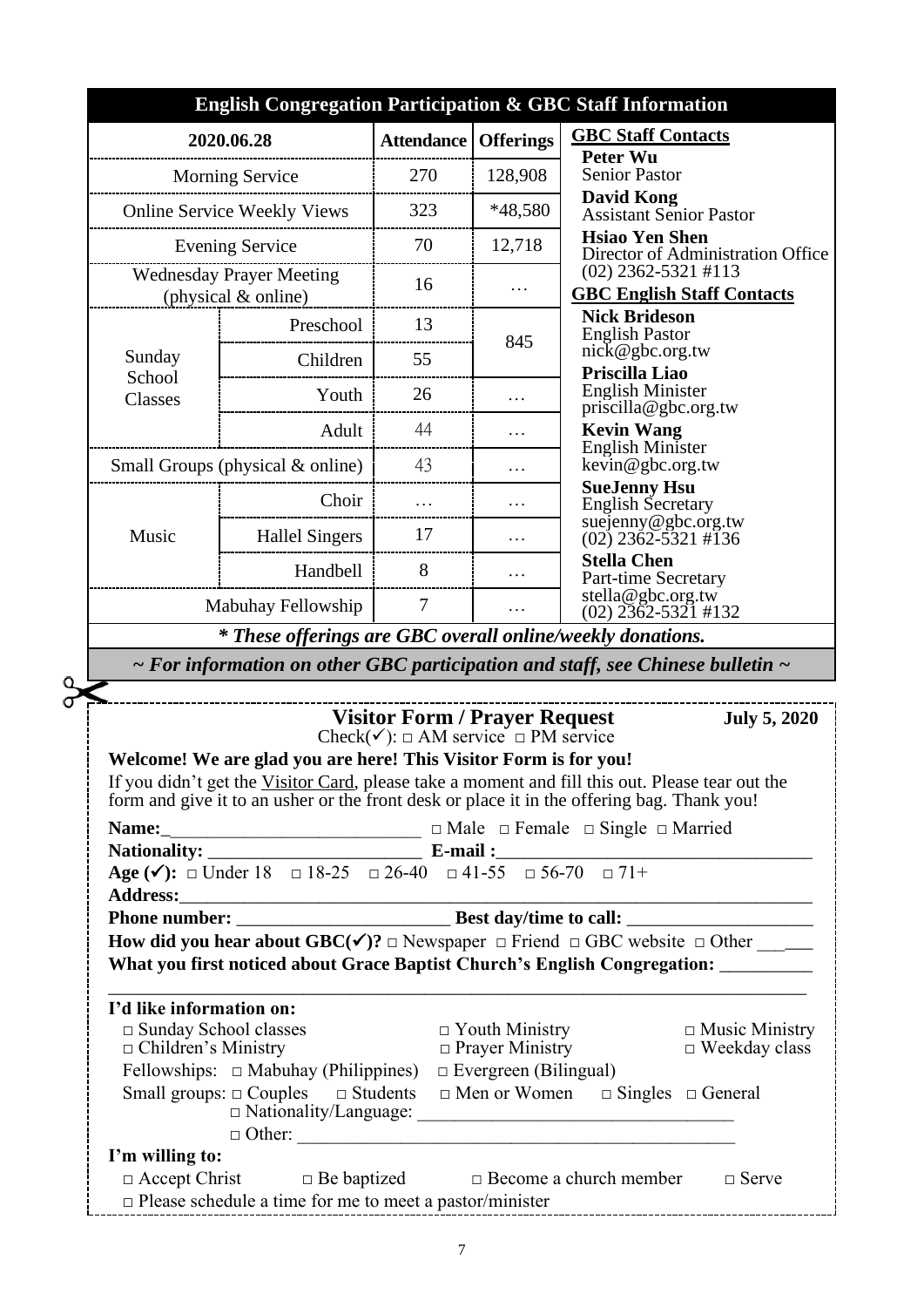## English Congregation Participation & GBC Staff Information

| 2020.06.28 | | Attendance | Offerings |
|---|---|---|---|
| Morning Service | | 270 | 128,908 |
| Online Service Weekly Views | | 323 | *48,580 |
| Evening Service | | 70 | 12,718 |
| Wednesday Prayer Meeting (physical & online) | | 16 | … |
| Sunday School Classes | Preschool | 13 | 845 |
| | Children | 55 | |
| | Youth | 26 | … |
| | Adult | 44 | … |
| Small Groups (physical & online) | | 43 | … |
| Music | Choir | … | … |
| | Hallel Singers | 17 | … |
| | Handbell | 8 | … |
| Mabuhay Fellowship | | 7 | … |

**GBC Staff Contacts**

**Peter Wu**
Senior Pastor

**David Kong**
Assistant Senior Pastor

**Hsiao Yen Shen**
Director of Administration Office
(02) 2362-5321 #113

**GBC English Staff Contacts**

**Nick Brideson**
English Pastor
nick@gbc.org.tw

**Priscilla Liao**
English Minister
priscilla@gbc.org.tw

**Kevin Wang**
English Minister
kevin@gbc.org.tw

**SueJenny Hsu**
English Secretary
suejenny@gbc.org.tw
(02) 2362-5321 #136

**Stella Chen**
Part-time Secretary
stella@gbc.org.tw
(02) 2362-5321 #132

***** *These offerings are GBC overall online/weekly donations.***

*~ For information on other GBC participation and staff, see Chinese bulletin ~*

---

## Visitor Form / Prayer Request

**July 5, 2020**

Check(✓): □ AM service □ PM service

**Welcome! We are glad you are here! This Visitor Form is for you!**

If you didn't get the Visitor Card, please take a moment and fill this out. Please tear out the form and give it to an usher or the front desk or place it in the offering bag. Thank you!

**Name:**_____________________________ □ Male □ Female □ Single □ Married

**Nationality:** ________________________ **E-mail :**__________________________________

**Age (✓):** □ Under 18 □ 18-25 □ 26-40 □ 41-55 □ 56-70 □ 71+

**Address:**_________________________________________________________________

**Phone number:** ________________________ **Best day/time to call:** ____________________

**How did you hear about GBC(✓)?** □ Newspaper □ Friend □ GBC website □ Other ______

**What you first noticed about Grace Baptist Church's English Congregation:** __________

_____________________________________________________________________________

**I'd like information on:**

□ Sunday School classes □ Youth Ministry □ Music Ministry
□ Children's Ministry □ Prayer Ministry □ Weekday class

Fellowships: □ Mabuhay (Philippines) □ Evergreen (Bilingual)

Small groups: □ Couples □ Students □ Men or Women □ Singles □ General
□ Nationality/Language: ___________________________________
□ Other: _________________________________________________

**I'm willing to:**

□ Accept Christ □ Be baptized □ Become a church member □ Serve
□ Please schedule a time for me to meet a pastor/minister